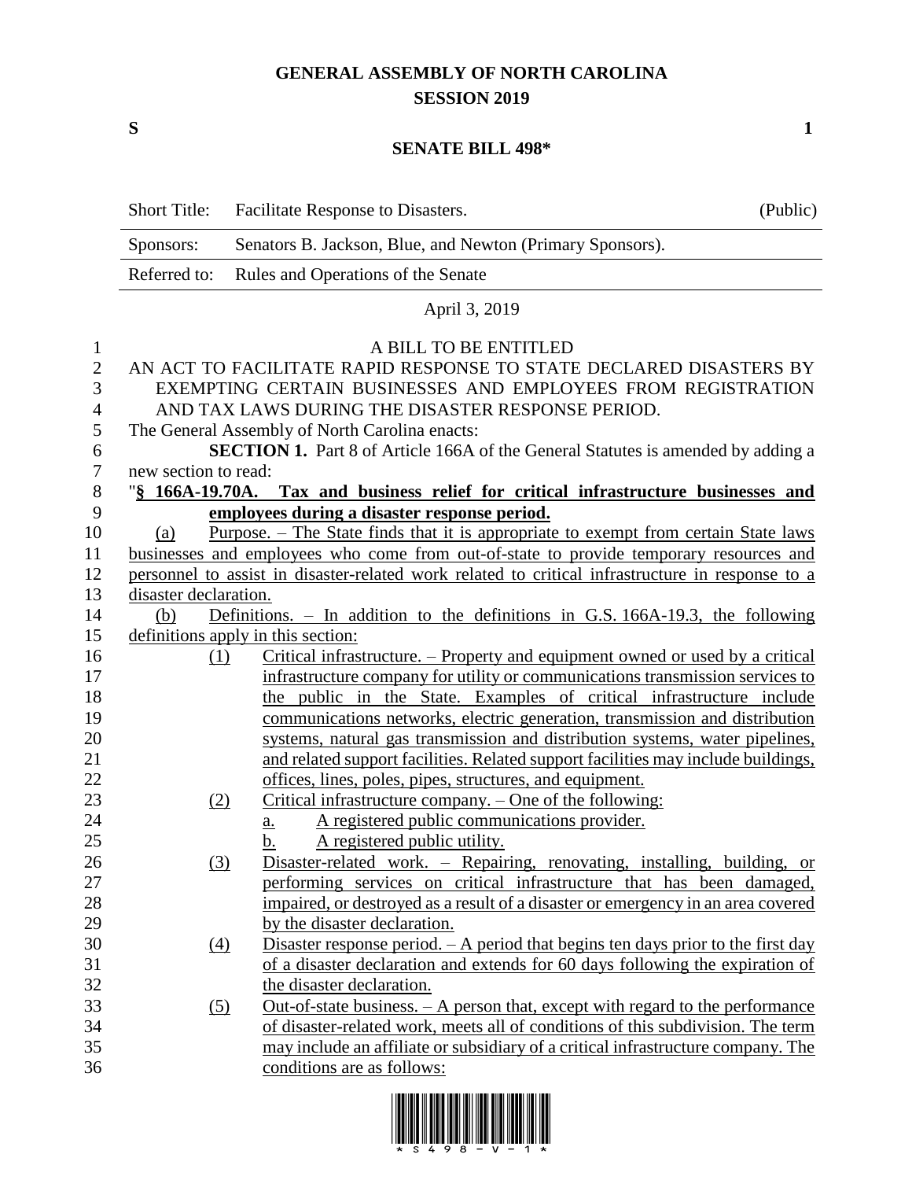# GENERAL ASSEMBLY OF NORTH CAROLINA
## SESSION 2019

**S** **1**

## SENATE BILL 498*

| Short Title: | Facilitate Response to Disasters. | (Public) |
|---|---|---|
| Sponsors: | Senators B. Jackson, Blue, and Newton (Primary Sponsors). | |
| Referred to: | Rules and Operations of the Senate | |

April 3, 2019

A BILL TO BE ENTITLED

AN ACT TO FACILITATE RAPID RESPONSE TO STATE DECLARED DISASTERS BY EXEMPTING CERTAIN BUSINESSES AND EMPLOYEES FROM REGISTRATION AND TAX LAWS DURING THE DISASTER RESPONSE PERIOD.

The General Assembly of North Carolina enacts:

**SECTION 1.** Part 8 of Article 166A of the General Statutes is amended by adding a new section to read:

"**§ 166A-19.70A. Tax and business relief for critical infrastructure businesses and employees during a disaster response period.**

(a) Purpose. – The State finds that it is appropriate to exempt from certain State laws businesses and employees who come from out-of-state to provide temporary resources and personnel to assist in disaster-related work related to critical infrastructure in response to a disaster declaration.

(b) Definitions. – In addition to the definitions in G.S. 166A-19.3, the following definitions apply in this section:

(1) Critical infrastructure. – Property and equipment owned or used by a critical infrastructure company for utility or communications transmission services to the public in the State. Examples of critical infrastructure include communications networks, electric generation, transmission and distribution systems, natural gas transmission and distribution systems, water pipelines, and related support facilities. Related support facilities may include buildings, offices, lines, poles, pipes, structures, and equipment.

(2) Critical infrastructure company. – One of the following:

a. A registered public communications provider.

b. A registered public utility.

(3) Disaster-related work. – Repairing, renovating, installing, building, or performing services on critical infrastructure that has been damaged, impaired, or destroyed as a result of a disaster or emergency in an area covered by the disaster declaration.

(4) Disaster response period. – A period that begins ten days prior to the first day of a disaster declaration and extends for 60 days following the expiration of the disaster declaration.

(5) Out-of-state business. – A person that, except with regard to the performance of disaster-related work, meets all of conditions of this subdivision. The term may include an affiliate or subsidiary of a critical infrastructure company. The conditions are as follows: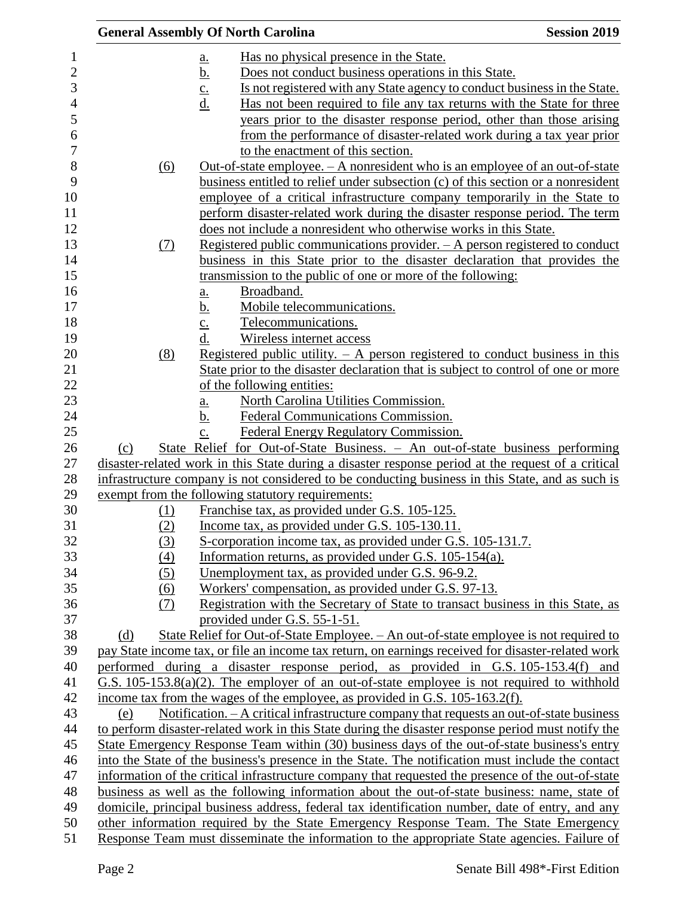a. Has no physical presence in the State.
b. Does not conduct business operations in this State.
c. Is not registered with any State agency to conduct business in the State.
d. Has not been required to file any tax returns with the State for three years prior to the disaster response period, other than those arising from the performance of disaster-related work during a tax year prior to the enactment of this section.

(6) Out-of-state employee. – A nonresident who is an employee of an out-of-state business entitled to relief under subsection (c) of this section or a nonresident employee of a critical infrastructure company temporarily in the State to perform disaster-related work during the disaster response period. The term does not include a nonresident who otherwise works in this State.

(7) Registered public communications provider. – A person registered to conduct business in this State prior to the disaster declaration that provides the transmission to the public of one or more of the following:
a. Broadband.
b. Mobile telecommunications.
c. Telecommunications.
d. Wireless internet access

(8) Registered public utility. – A person registered to conduct business in this State prior to the disaster declaration that is subject to control of one or more of the following entities:
a. North Carolina Utilities Commission.
b. Federal Communications Commission.
c. Federal Energy Regulatory Commission.

(c) State Relief for Out-of-State Business. – An out-of-state business performing disaster-related work in this State during a disaster response period at the request of a critical infrastructure company is not considered to be conducting business in this State, and as such is exempt from the following statutory requirements:
(1) Franchise tax, as provided under G.S. 105-125.
(2) Income tax, as provided under G.S. 105-130.11.
(3) S-corporation income tax, as provided under G.S. 105-131.7.
(4) Information returns, as provided under G.S. 105-154(a).
(5) Unemployment tax, as provided under G.S. 96-9.2.
(6) Workers' compensation, as provided under G.S. 97-13.
(7) Registration with the Secretary of State to transact business in this State, as provided under G.S. 55-1-51.

(d) State Relief for Out-of-State Employee. – An out-of-state employee is not required to pay State income tax, or file an income tax return, on earnings received for disaster-related work performed during a disaster response period, as provided in G.S. 105-153.4(f) and G.S. 105-153.8(a)(2). The employer of an out-of-state employee is not required to withhold income tax from the wages of the employee, as provided in G.S. 105-163.2(f).

(e) Notification. – A critical infrastructure company that requests an out-of-state business to perform disaster-related work in this State during the disaster response period must notify the State Emergency Response Team within (30) business days of the out-of-state business's entry into the State of the business's presence in the State. The notification must include the contact information of the critical infrastructure company that requested the presence of the out-of-state business as well as the following information about the out-of-state business: name, state of domicile, principal business address, federal tax identification number, date of entry, and any other information required by the State Emergency Response Team. The State Emergency Response Team must disseminate the information to the appropriate State agencies. Failure of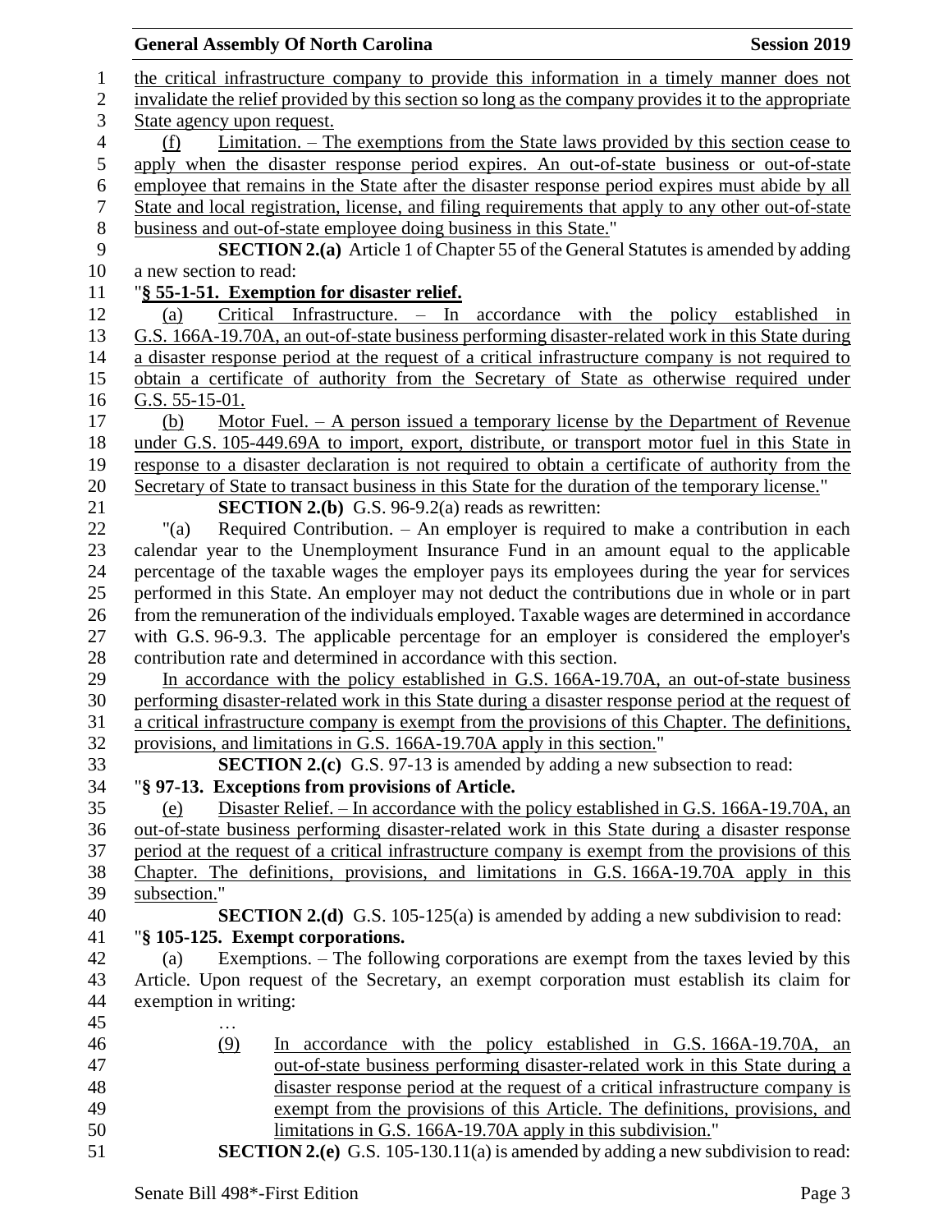the critical infrastructure company to provide this information in a timely manner does not invalidate the relief provided by this section so long as the company provides it to the appropriate State agency upon request.

(f) Limitation. – The exemptions from the State laws provided by this section cease to apply when the disaster response period expires. An out-of-state business or out-of-state employee that remains in the State after the disaster response period expires must abide by all State and local registration, license, and filing requirements that apply to any other out-of-state business and out-of-state employee doing business in this State."

**SECTION 2.(a)** Article 1 of Chapter 55 of the General Statutes is amended by adding a new section to read:

"**§ 55-1-51. Exemption for disaster relief.**

(a) Critical Infrastructure. – In accordance with the policy established in G.S. 166A-19.70A, an out-of-state business performing disaster-related work in this State during a disaster response period at the request of a critical infrastructure company is not required to obtain a certificate of authority from the Secretary of State as otherwise required under G.S. 55-15-01.

(b) Motor Fuel. – A person issued a temporary license by the Department of Revenue under G.S. 105-449.69A to import, export, distribute, or transport motor fuel in this State in response to a disaster declaration is not required to obtain a certificate of authority from the Secretary of State to transact business in this State for the duration of the temporary license."

**SECTION 2.(b)** G.S. 96-9.2(a) reads as rewritten:

"(a) Required Contribution. – An employer is required to make a contribution in each calendar year to the Unemployment Insurance Fund in an amount equal to the applicable percentage of the taxable wages the employer pays its employees during the year for services performed in this State. An employer may not deduct the contributions due in whole or in part from the remuneration of the individuals employed. Taxable wages are determined in accordance with G.S. 96-9.3. The applicable percentage for an employer is considered the employer's contribution rate and determined in accordance with this section.

In accordance with the policy established in G.S. 166A-19.70A, an out-of-state business performing disaster-related work in this State during a disaster response period at the request of a critical infrastructure company is exempt from the provisions of this Chapter. The definitions, provisions, and limitations in G.S. 166A-19.70A apply in this section."

**SECTION 2.(c)** G.S. 97-13 is amended by adding a new subsection to read:

"**§ 97-13. Exceptions from provisions of Article.**

(e) Disaster Relief. – In accordance with the policy established in G.S. 166A-19.70A, an out-of-state business performing disaster-related work in this State during a disaster response period at the request of a critical infrastructure company is exempt from the provisions of this Chapter. The definitions, provisions, and limitations in G.S. 166A-19.70A apply in this subsection."

**SECTION 2.(d)** G.S. 105-125(a) is amended by adding a new subdivision to read:

"**§ 105-125. Exempt corporations.**

(a) Exemptions. – The following corporations are exempt from the taxes levied by this Article. Upon request of the Secretary, an exempt corporation must establish its claim for exemption in writing:

…

(9) In accordance with the policy established in G.S. 166A-19.70A, an out-of-state business performing disaster-related work in this State during a disaster response period at the request of a critical infrastructure company is exempt from the provisions of this Article. The definitions, provisions, and limitations in G.S. 166A-19.70A apply in this subdivision."

**SECTION 2.(e)** G.S. 105-130.11(a) is amended by adding a new subdivision to read: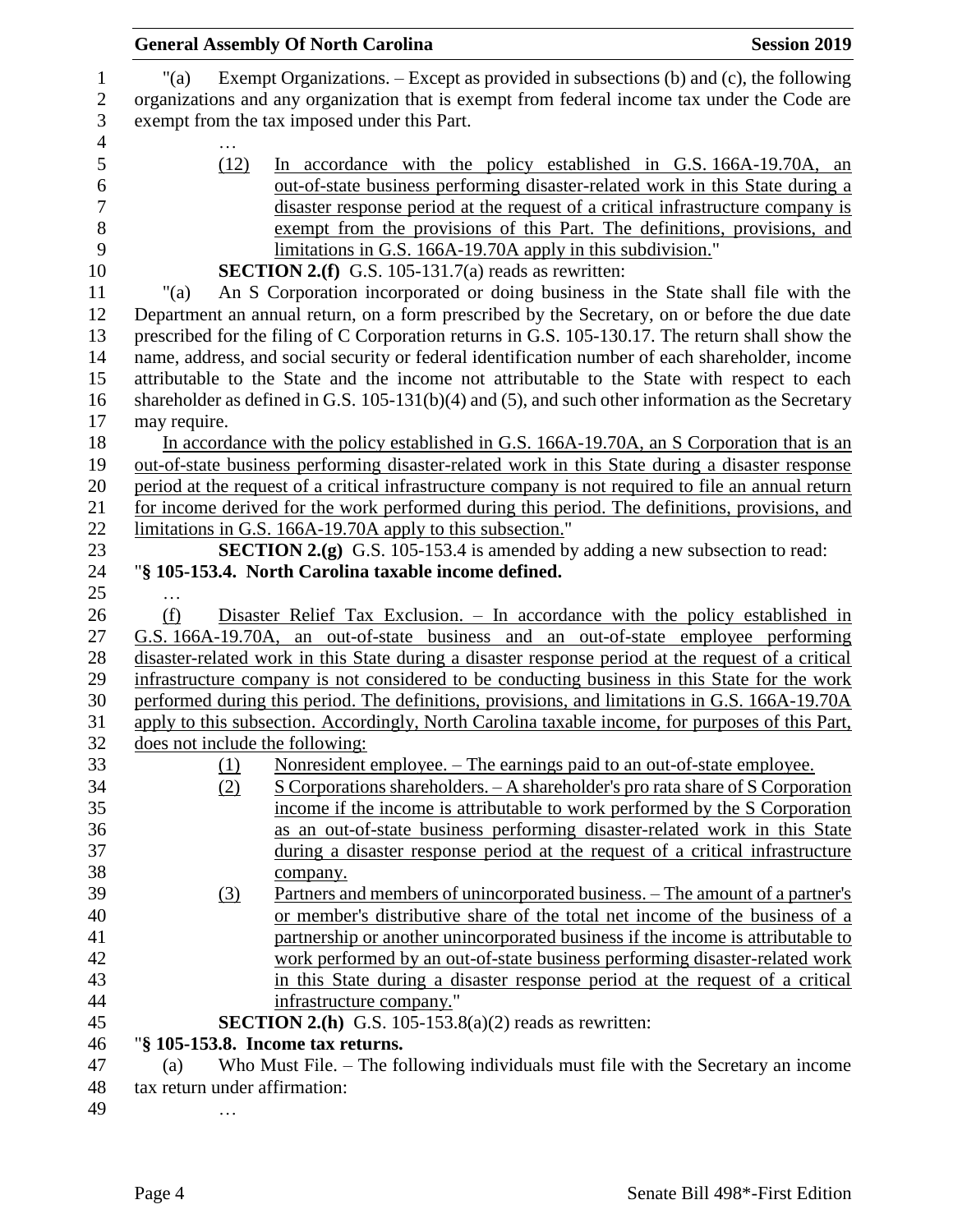"(a) Exempt Organizations. – Except as provided in subsections (b) and (c), the following organizations and any organization that is exempt from federal income tax under the Code are exempt from the tax imposed under this Part.

…

(12) In accordance with the policy established in G.S. 166A-19.70A, an out-of-state business performing disaster-related work in this State during a disaster response period at the request of a critical infrastructure company is exempt from the provisions of this Part. The definitions, provisions, and limitations in G.S. 166A-19.70A apply in this subdivision."

**SECTION 2.(f)** G.S. 105-131.7(a) reads as rewritten:

"(a) An S Corporation incorporated or doing business in the State shall file with the Department an annual return, on a form prescribed by the Secretary, on or before the due date prescribed for the filing of C Corporation returns in G.S. 105-130.17. The return shall show the name, address, and social security or federal identification number of each shareholder, income attributable to the State and the income not attributable to the State with respect to each shareholder as defined in G.S. 105-131(b)(4) and (5), and such other information as the Secretary may require.

In accordance with the policy established in G.S. 166A-19.70A, an S Corporation that is an out-of-state business performing disaster-related work in this State during a disaster response period at the request of a critical infrastructure company is not required to file an annual return for income derived for the work performed during this period. The definitions, provisions, and limitations in G.S. 166A-19.70A apply to this subsection."

**SECTION 2.(g)** G.S. 105-153.4 is amended by adding a new subsection to read:

"**§ 105-153.4. North Carolina taxable income defined.**

…

(f) Disaster Relief Tax Exclusion. – In accordance with the policy established in G.S. 166A-19.70A, an out-of-state business and an out-of-state employee performing disaster-related work in this State during a disaster response period at the request of a critical infrastructure company is not considered to be conducting business in this State for the work performed during this period. The definitions, provisions, and limitations in G.S. 166A-19.70A apply to this subsection. Accordingly, North Carolina taxable income, for purposes of this Part, does not include the following:

(1) Nonresident employee. – The earnings paid to an out-of-state employee.

(2) S Corporations shareholders. – A shareholder's pro rata share of S Corporation income if the income is attributable to work performed by the S Corporation as an out-of-state business performing disaster-related work in this State during a disaster response period at the request of a critical infrastructure company.

(3) Partners and members of unincorporated business. – The amount of a partner's or member's distributive share of the total net income of the business of a partnership or another unincorporated business if the income is attributable to work performed by an out-of-state business performing disaster-related work in this State during a disaster response period at the request of a critical infrastructure company."

**SECTION 2.(h)** G.S. 105-153.8(a)(2) reads as rewritten:

"**§ 105-153.8. Income tax returns.**

(a) Who Must File. – The following individuals must file with the Secretary an income tax return under affirmation:

…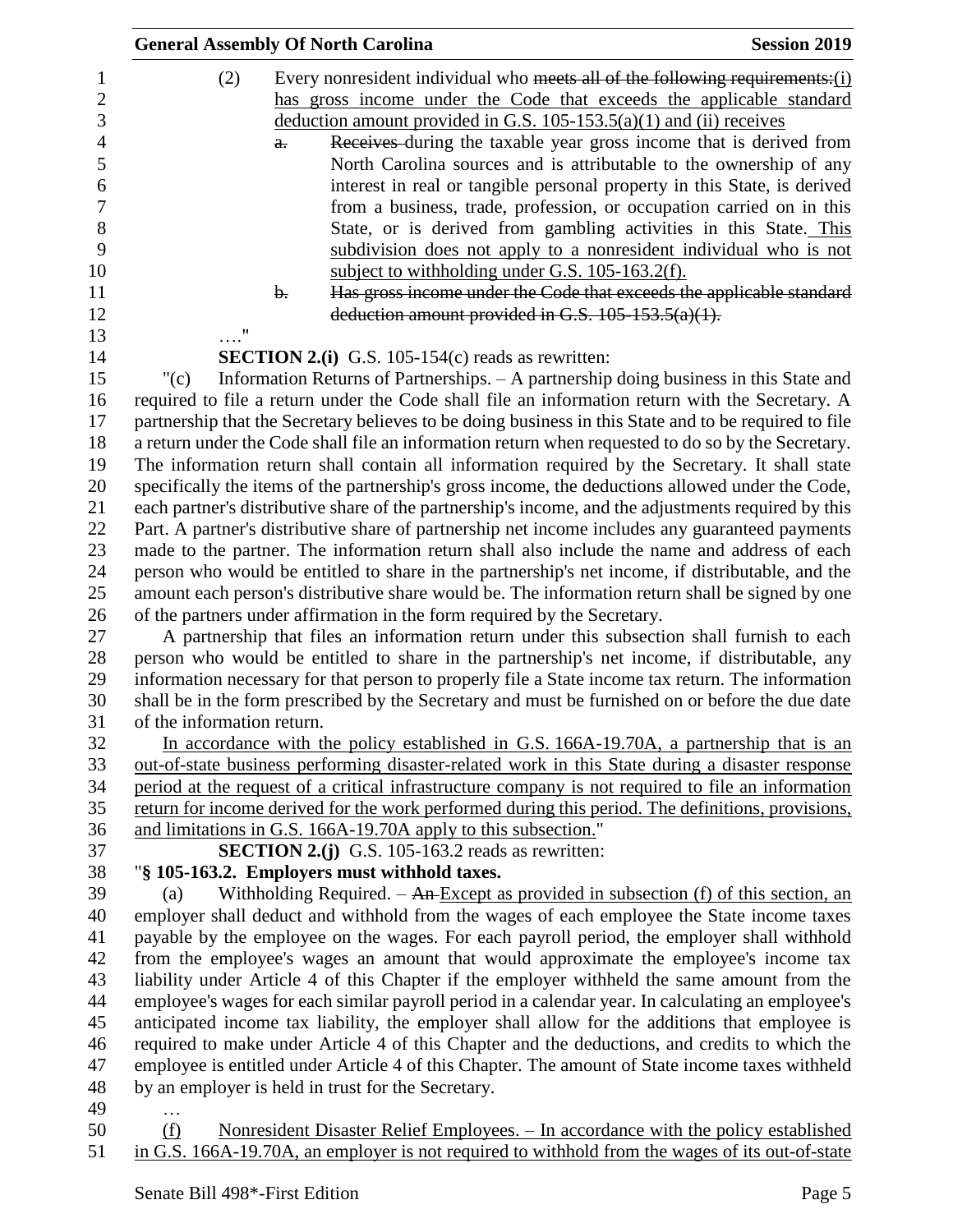(2) Every nonresident individual who ~~meets all of the following requirements:~~(i) has gross income under the Code that exceeds the applicable standard deduction amount provided in G.S. 105-153.5(a)(1) and (ii) receives

~~a. Receives~~ during the taxable year gross income that is derived from North Carolina sources and is attributable to the ownership of any interest in real or tangible personal property in this State, is derived from a business, trade, profession, or occupation carried on in this State, or is derived from gambling activities in this State. This subdivision does not apply to a nonresident individual who is not subject to withholding under G.S. 105-163.2(f).

~~b. Has gross income under the Code that exceeds the applicable standard deduction amount provided in G.S. 105-153.5(a)(1).~~

…."

**SECTION 2.(i)** G.S. 105-154(c) reads as rewritten:

"(c) Information Returns of Partnerships. – A partnership doing business in this State and required to file a return under the Code shall file an information return with the Secretary. A partnership that the Secretary believes to be doing business in this State and to be required to file a return under the Code shall file an information return when requested to do so by the Secretary. The information return shall contain all information required by the Secretary. It shall state specifically the items of the partnership's gross income, the deductions allowed under the Code, each partner's distributive share of the partnership's income, and the adjustments required by this Part. A partner's distributive share of partnership net income includes any guaranteed payments made to the partner. The information return shall also include the name and address of each person who would be entitled to share in the partnership's net income, if distributable, and the amount each person's distributive share would be. The information return shall be signed by one of the partners under affirmation in the form required by the Secretary.

A partnership that files an information return under this subsection shall furnish to each person who would be entitled to share in the partnership's net income, if distributable, any information necessary for that person to properly file a State income tax return. The information shall be in the form prescribed by the Secretary and must be furnished on or before the due date of the information return.

In accordance with the policy established in G.S. 166A-19.70A, a partnership that is an out-of-state business performing disaster-related work in this State during a disaster response period at the request of a critical infrastructure company is not required to file an information return for income derived for the work performed during this period. The definitions, provisions, and limitations in G.S. 166A-19.70A apply to this subsection."

**SECTION 2.(j)** G.S. 105-163.2 reads as rewritten:

"**§ 105-163.2. Employers must withhold taxes.**

(a) Withholding Required. – ~~An~~ Except as provided in subsection (f) of this section, an employer shall deduct and withhold from the wages of each employee the State income taxes payable by the employee on the wages. For each payroll period, the employer shall withhold from the employee's wages an amount that would approximate the employee's income tax liability under Article 4 of this Chapter if the employer withheld the same amount from the employee's wages for each similar payroll period in a calendar year. In calculating an employee's anticipated income tax liability, the employer shall allow for the additions that employee is required to make under Article 4 of this Chapter and the deductions, and credits to which the employee is entitled under Article 4 of this Chapter. The amount of State income taxes withheld by an employer is held in trust for the Secretary.

…

(f) Nonresident Disaster Relief Employees. – In accordance with the policy established in G.S. 166A-19.70A, an employer is not required to withhold from the wages of its out-of-state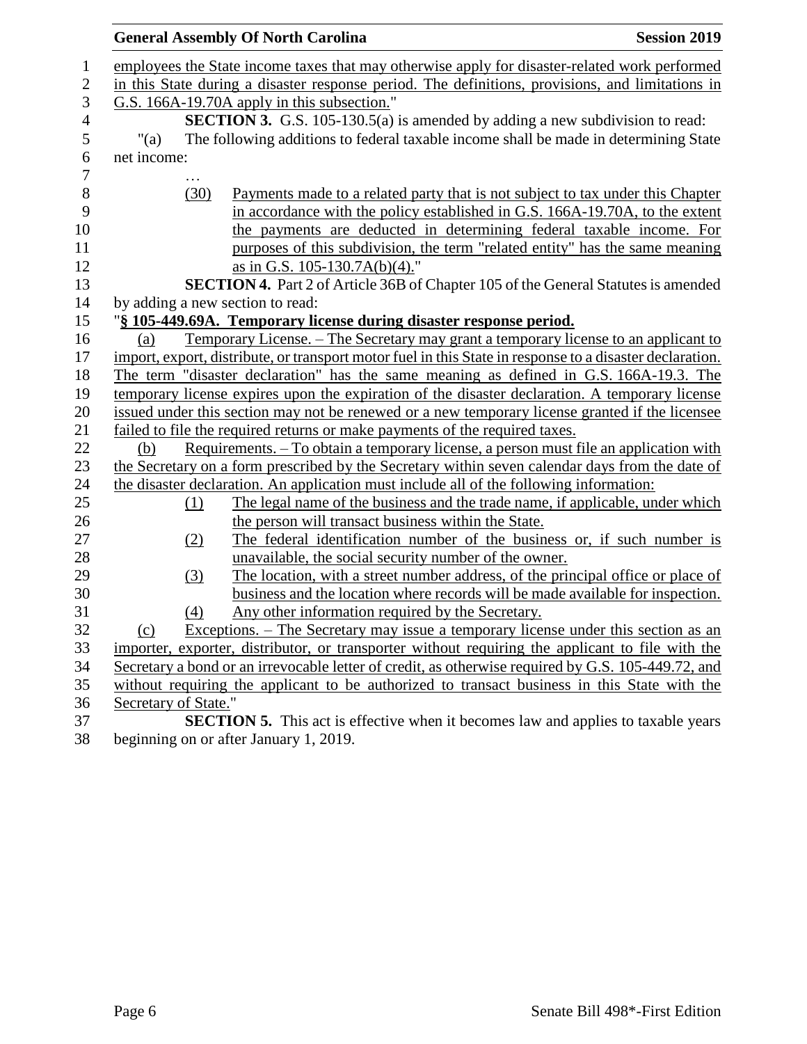employees the State income taxes that may otherwise apply for disaster-related work performed in this State during a disaster response period. The definitions, provisions, and limitations in G.S. 166A-19.70A apply in this subsection."

**SECTION 3.** G.S. 105-130.5(a) is amended by adding a new subdivision to read:

"(a) The following additions to federal taxable income shall be made in determining State net income:

…

(30) Payments made to a related party that is not subject to tax under this Chapter in accordance with the policy established in G.S. 166A-19.70A, to the extent the payments are deducted in determining federal taxable income. For purposes of this subdivision, the term "related entity" has the same meaning as in G.S. 105-130.7A(b)(4)."

**SECTION 4.** Part 2 of Article 36B of Chapter 105 of the General Statutes is amended by adding a new section to read:

"**§ 105-449.69A. Temporary license during disaster response period.**

(a) Temporary License. – The Secretary may grant a temporary license to an applicant to import, export, distribute, or transport motor fuel in this State in response to a disaster declaration. The term "disaster declaration" has the same meaning as defined in G.S. 166A-19.3. The temporary license expires upon the expiration of the disaster declaration. A temporary license issued under this section may not be renewed or a new temporary license granted if the licensee failed to file the required returns or make payments of the required taxes.

(b) Requirements. – To obtain a temporary license, a person must file an application with the Secretary on a form prescribed by the Secretary within seven calendar days from the date of the disaster declaration. An application must include all of the following information:

(1) The legal name of the business and the trade name, if applicable, under which the person will transact business within the State.

(2) The federal identification number of the business or, if such number is unavailable, the social security number of the owner.

(3) The location, with a street number address, of the principal office or place of business and the location where records will be made available for inspection.

(4) Any other information required by the Secretary.

(c) Exceptions. – The Secretary may issue a temporary license under this section as an importer, exporter, distributor, or transporter without requiring the applicant to file with the Secretary a bond or an irrevocable letter of credit, as otherwise required by G.S. 105-449.72, and without requiring the applicant to be authorized to transact business in this State with the Secretary of State."

**SECTION 5.** This act is effective when it becomes law and applies to taxable years beginning on or after January 1, 2019.